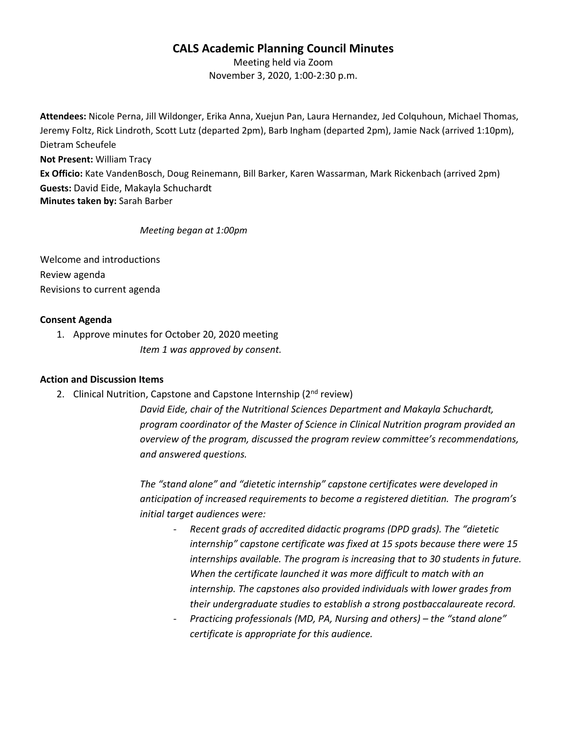# CALS Academic Planning Council Minutes

Meeting held via Zoom
November 3, 2020, 1:00-2:30 p.m.

**Attendees:** Nicole Perna, Jill Wildonger, Erika Anna, Xuejun Pan, Laura Hernandez, Jed Colquhoun, Michael Thomas, Jeremy Foltz, Rick Lindroth, Scott Lutz (departed 2pm), Barb Ingham (departed 2pm), Jamie Nack (arrived 1:10pm), Dietram Scheufele
**Not Present:** William Tracy
**Ex Officio:** Kate VandenBosch, Doug Reinemann, Bill Barker, Karen Wassarman, Mark Rickenbach (arrived 2pm)
**Guests:** David Eide, Makayla Schuchardt
**Minutes taken by:** Sarah Barber

*Meeting began at 1:00pm*

Welcome and introductions
Review agenda
Revisions to current agenda

**Consent Agenda**

1. Approve minutes for October 20, 2020 meeting

   *Item 1 was approved by consent.*

**Action and Discussion Items**

2. Clinical Nutrition, Capstone and Capstone Internship (2nd review)

   *David Eide, chair of the Nutritional Sciences Department and Makayla Schuchardt, program coordinator of the Master of Science in Clinical Nutrition program provided an overview of the program, discussed the program review committee's recommendations, and answered questions.*

   *The "stand alone" and "dietetic internship" capstone certificates were developed in anticipation of increased requirements to become a registered dietitian. The program's initial target audiences were:*

   - *Recent grads of accredited didactic programs (DPD grads). The "dietetic internship" capstone certificate was fixed at 15 spots because there were 15 internships available. The program is increasing that to 30 students in future. When the certificate launched it was more difficult to match with an internship. The capstones also provided individuals with lower grades from their undergraduate studies to establish a strong postbaccalaureate record.*
   - *Practicing professionals (MD, PA, Nursing and others) – the "stand alone" certificate is appropriate for this audience.*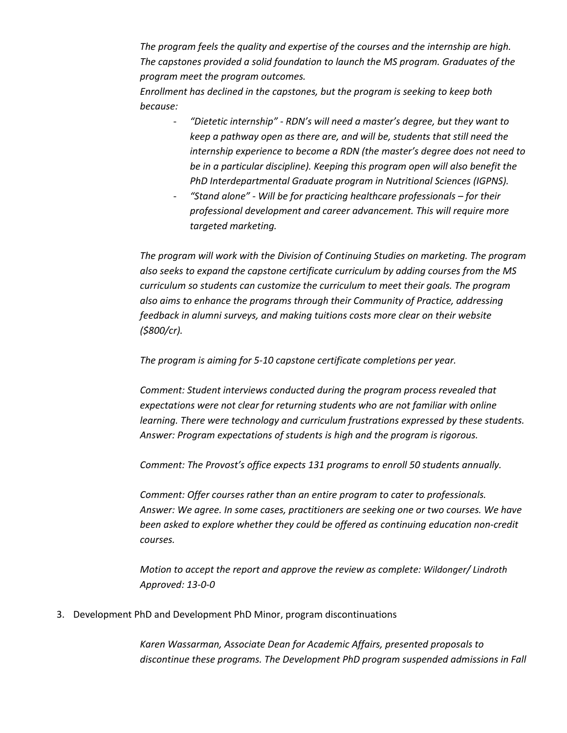*The program feels the quality and expertise of the courses and the internship are high. The capstones provided a solid foundation to launch the MS program. Graduates of the program meet the program outcomes.*

*Enrollment has declined in the capstones, but the program is seeking to keep both because:*

- *"Dietetic internship" - RDN's will need a master's degree, but they want to keep a pathway open as there are, and will be, students that still need the internship experience to become a RDN (the master's degree does not need to be in a particular discipline). Keeping this program open will also benefit the PhD Interdepartmental Graduate program in Nutritional Sciences (IGPNS).*
- *"Stand alone" - Will be for practicing healthcare professionals – for their professional development and career advancement. This will require more targeted marketing.*

*The program will work with the Division of Continuing Studies on marketing. The program also seeks to expand the capstone certificate curriculum by adding courses from the MS curriculum so students can customize the curriculum to meet their goals. The program also aims to enhance the programs through their Community of Practice, addressing feedback in alumni surveys, and making tuitions costs more clear on their website ($800/cr).*

*The program is aiming for 5-10 capstone certificate completions per year.*

*Comment: Student interviews conducted during the program process revealed that expectations were not clear for returning students who are not familiar with online learning. There were technology and curriculum frustrations expressed by these students.*
*Answer: Program expectations of students is high and the program is rigorous.*

*Comment: The Provost's office expects 131 programs to enroll 50 students annually.*

*Comment: Offer courses rather than an entire program to cater to professionals.*
*Answer: We agree. In some cases, practitioners are seeking one or two courses. We have been asked to explore whether they could be offered as continuing education non-credit courses.*

*Motion to accept the report and approve the review as complete: Wildonger/ Lindroth*
*Approved: 13-0-0*

3. Development PhD and Development PhD Minor, program discontinuations

*Karen Wassarman, Associate Dean for Academic Affairs, presented proposals to discontinue these programs. The Development PhD program suspended admissions in Fall*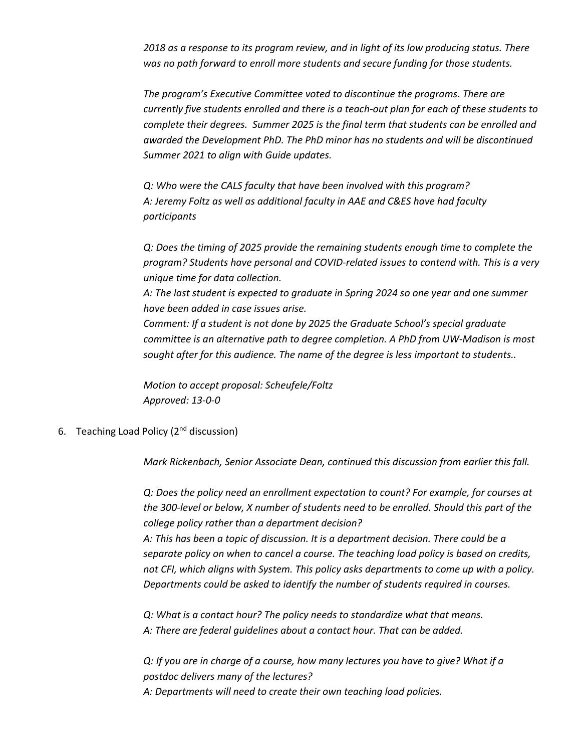*2018 as a response to its program review, and in light of its low producing status. There was no path forward to enroll more students and secure funding for those students.*

*The program's Executive Committee voted to discontinue the programs. There are currently five students enrolled and there is a teach-out plan for each of these students to complete their degrees. Summer 2025 is the final term that students can be enrolled and awarded the Development PhD. The PhD minor has no students and will be discontinued Summer 2021 to align with Guide updates.*

*Q: Who were the CALS faculty that have been involved with this program?*
*A: Jeremy Foltz as well as additional faculty in AAE and C&ES have had faculty participants*

*Q: Does the timing of 2025 provide the remaining students enough time to complete the program? Students have personal and COVID-related issues to contend with. This is a very unique time for data collection.*
*A: The last student is expected to graduate in Spring 2024 so one year and one summer have been added in case issues arise.*
*Comment: If a student is not done by 2025 the Graduate School's special graduate committee is an alternative path to degree completion. A PhD from UW-Madison is most sought after for this audience. The name of the degree is less important to students..*

*Motion to accept proposal: Scheufele/Foltz*
*Approved: 13-0-0*

6. Teaching Load Policy (2nd discussion)

*Mark Rickenbach, Senior Associate Dean, continued this discussion from earlier this fall.*

*Q: Does the policy need an enrollment expectation to count? For example, for courses at the 300-level or below, X number of students need to be enrolled. Should this part of the college policy rather than a department decision?*
*A: This has been a topic of discussion. It is a department decision. There could be a separate policy on when to cancel a course. The teaching load policy is based on credits, not CFI, which aligns with System. This policy asks departments to come up with a policy. Departments could be asked to identify the number of students required in courses.*

*Q: What is a contact hour? The policy needs to standardize what that means.*
*A: There are federal guidelines about a contact hour. That can be added.*

*Q: If you are in charge of a course, how many lectures you have to give? What if a postdoc delivers many of the lectures?*
*A: Departments will need to create their own teaching load policies.*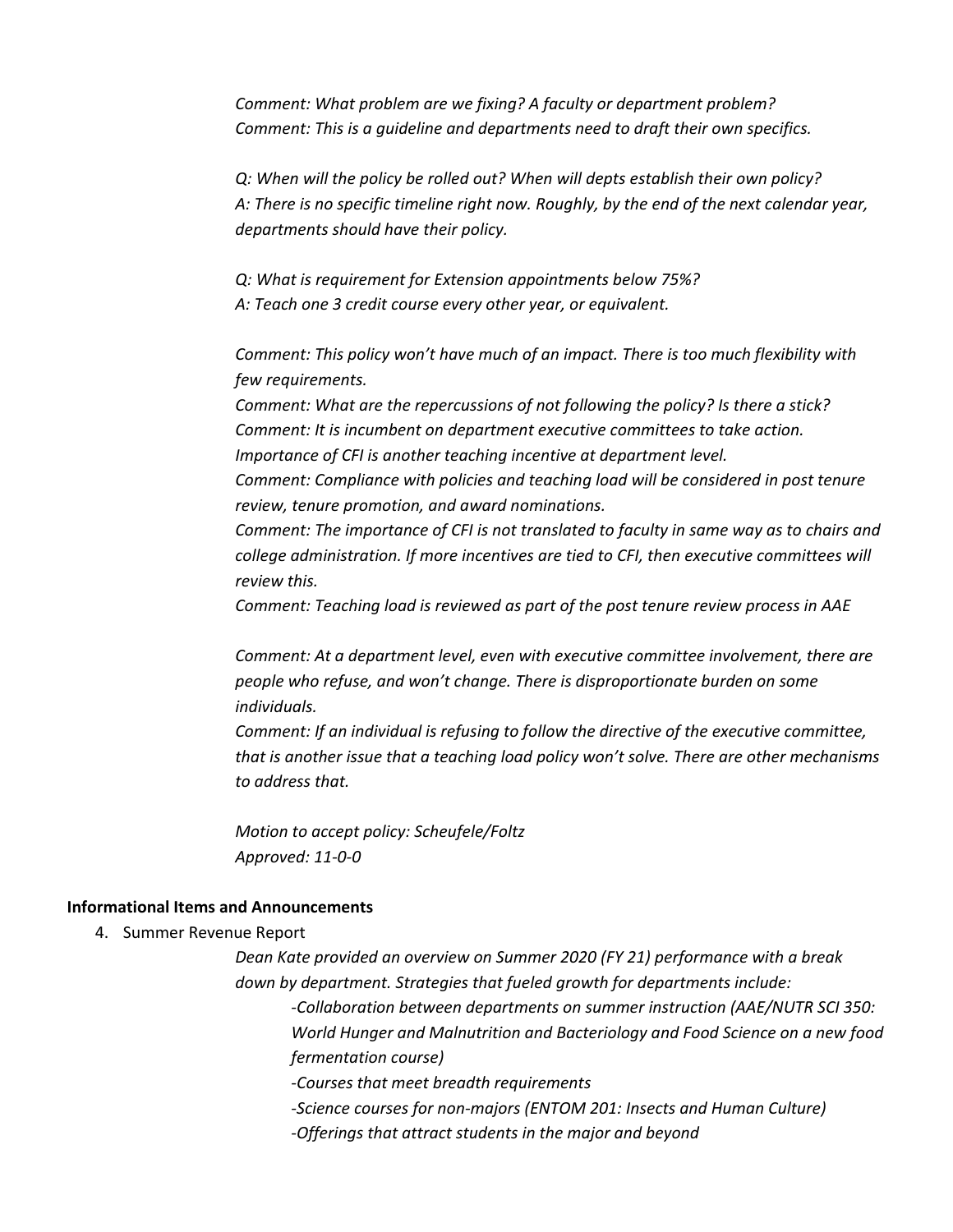*Comment: What problem are we fixing? A faculty or department problem?*
*Comment: This is a guideline and departments need to draft their own specifics.*

*Q: When will the policy be rolled out? When will depts establish their own policy?*
*A: There is no specific timeline right now. Roughly, by the end of the next calendar year, departments should have their policy.*

*Q: What is requirement for Extension appointments below 75%?*
*A: Teach one 3 credit course every other year, or equivalent.*

*Comment: This policy won't have much of an impact. There is too much flexibility with few requirements.*
*Comment: What are the repercussions of not following the policy? Is there a stick?*
*Comment: It is incumbent on department executive committees to take action. Importance of CFI is another teaching incentive at department level.*
*Comment: Compliance with policies and teaching load will be considered in post tenure review, tenure promotion, and award nominations.*
*Comment: The importance of CFI is not translated to faculty in same way as to chairs and college administration. If more incentives are tied to CFI, then executive committees will review this.*
*Comment: Teaching load is reviewed as part of the post tenure review process in AAE*

*Comment: At a department level, even with executive committee involvement, there are people who refuse, and won't change. There is disproportionate burden on some individuals.*
*Comment: If an individual is refusing to follow the directive of the executive committee, that is another issue that a teaching load policy won't solve. There are other mechanisms to address that.*

*Motion to accept policy: Scheufele/Foltz*
*Approved: 11-0-0*

**Informational Items and Announcements**

4. Summer Revenue Report

   *Dean Kate provided an overview on Summer 2020 (FY 21) performance with a break down by department. Strategies that fueled growth for departments include:*

   *-Collaboration between departments on summer instruction (AAE/NUTR SCI 350: World Hunger and Malnutrition and Bacteriology and Food Science on a new food fermentation course)*
   *-Courses that meet breadth requirements*
   *-Science courses for non-majors (ENTOM 201: Insects and Human Culture)*
   *-Offerings that attract students in the major and beyond*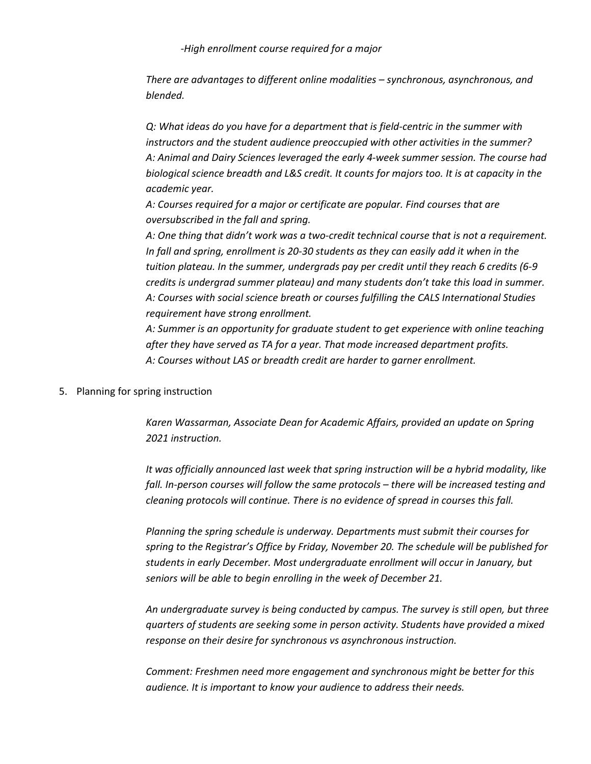*-High enrollment course required for a major*

*There are advantages to different online modalities – synchronous, asynchronous, and blended.*

*Q: What ideas do you have for a department that is field-centric in the summer with instructors and the student audience preoccupied with other activities in the summer?*
*A: Animal and Dairy Sciences leveraged the early 4-week summer session. The course had biological science breadth and L&S credit. It counts for majors too. It is at capacity in the academic year.*
*A: Courses required for a major or certificate are popular. Find courses that are oversubscribed in the fall and spring.*
*A: One thing that didn't work was a two-credit technical course that is not a requirement. In fall and spring, enrollment is 20-30 students as they can easily add it when in the tuition plateau. In the summer, undergrads pay per credit until they reach 6 credits (6-9 credits is undergrad summer plateau) and many students don't take this load in summer.*
*A: Courses with social science breath or courses fulfilling the CALS International Studies requirement have strong enrollment.*
*A: Summer is an opportunity for graduate student to get experience with online teaching after they have served as TA for a year. That mode increased department profits.*
*A: Courses without LAS or breadth credit are harder to garner enrollment.*

5. Planning for spring instruction

*Karen Wassarman, Associate Dean for Academic Affairs, provided an update on Spring 2021 instruction.*

*It was officially announced last week that spring instruction will be a hybrid modality, like fall. In-person courses will follow the same protocols – there will be increased testing and cleaning protocols will continue. There is no evidence of spread in courses this fall.*

*Planning the spring schedule is underway. Departments must submit their courses for spring to the Registrar's Office by Friday, November 20. The schedule will be published for students in early December. Most undergraduate enrollment will occur in January, but seniors will be able to begin enrolling in the week of December 21.*

*An undergraduate survey is being conducted by campus. The survey is still open, but three quarters of students are seeking some in person activity. Students have provided a mixed response on their desire for synchronous vs asynchronous instruction.*

*Comment: Freshmen need more engagement and synchronous might be better for this audience. It is important to know your audience to address their needs.*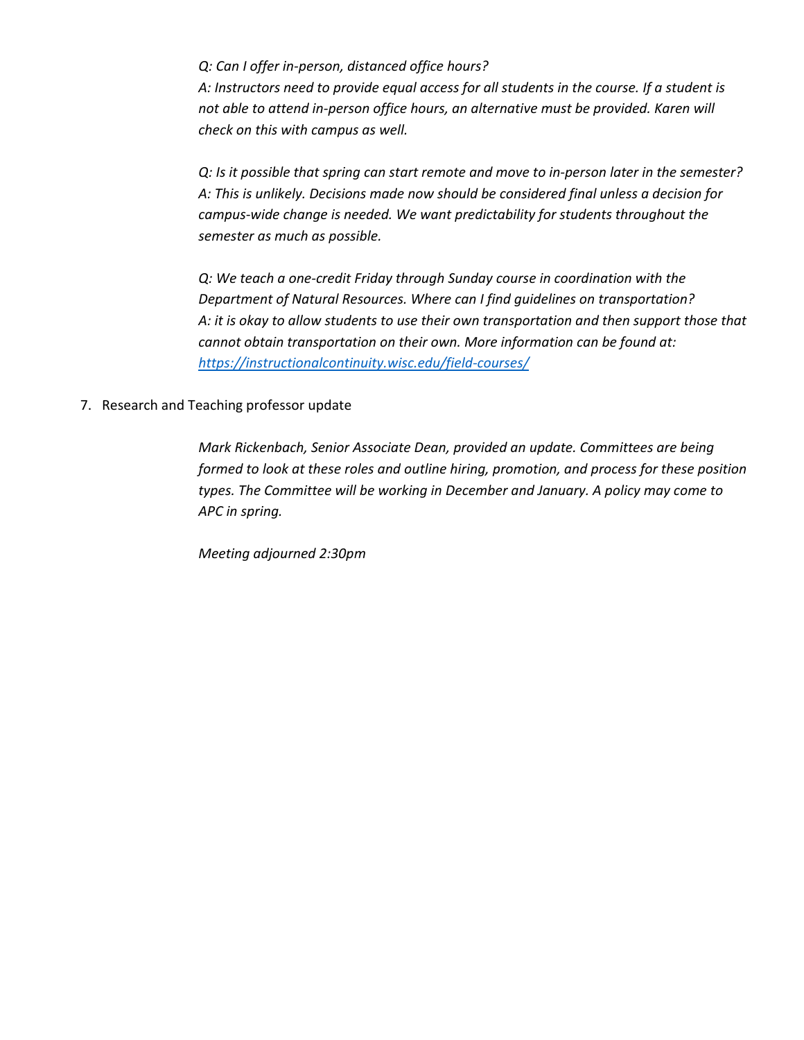*Q: Can I offer in-person, distanced office hours?*
*A: Instructors need to provide equal access for all students in the course. If a student is not able to attend in-person office hours, an alternative must be provided. Karen will check on this with campus as well.*

*Q: Is it possible that spring can start remote and move to in-person later in the semester?*
*A: This is unlikely. Decisions made now should be considered final unless a decision for campus-wide change is needed. We want predictability for students throughout the semester as much as possible.*

*Q: We teach a one-credit Friday through Sunday course in coordination with the Department of Natural Resources. Where can I find guidelines on transportation?*
*A: it is okay to allow students to use their own transportation and then support those that cannot obtain transportation on their own. More information can be found at: [https://instructionalcontinuity.wisc.edu/field-courses/](https://instructionalcontinuity.wisc.edu/field-courses/)*

7. Research and Teaching professor update

*Mark Rickenbach, Senior Associate Dean, provided an update. Committees are being formed to look at these roles and outline hiring, promotion, and process for these position types. The Committee will be working in December and January. A policy may come to APC in spring.*

*Meeting adjourned 2:30pm*